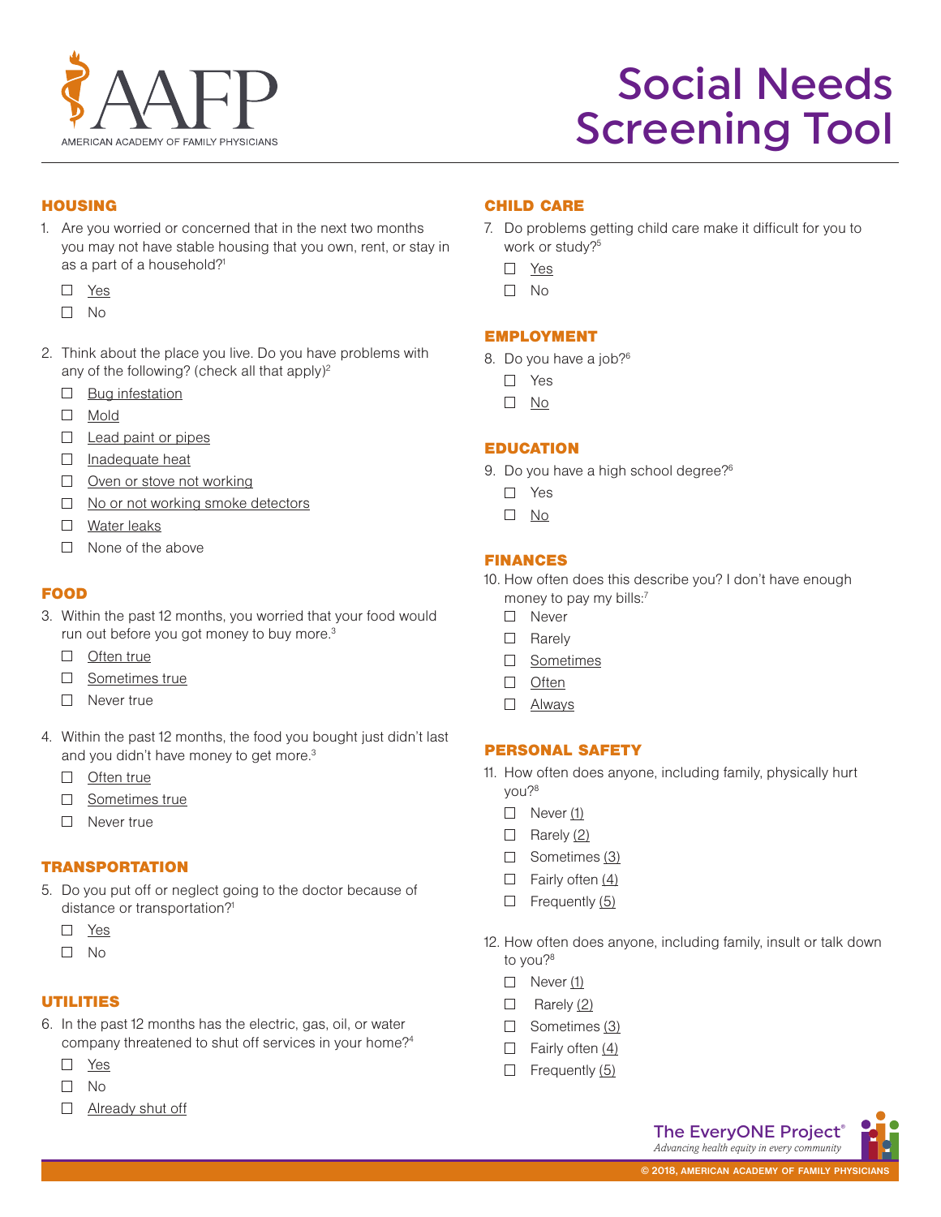AMERICAN ACADEMY OF FAMILY PHYSICIANS

# Social Needs Screening Tool

## HOUSING

1. Are you worried or concerned that in the next two months you may not have stable housing that you own, rent, or stay in as a part of a household?[1]
   - ☐ Yes
   - ☐ No

2. Think about the place you live. Do you have problems with any of the following? (check all that apply)[2]
   - ☐ Bug infestation
   - ☐ Mold
   - ☐ Lead paint or pipes
   - ☐ Inadequate heat
   - ☐ Oven or stove not working
   - ☐ No or not working smoke detectors
   - ☐ Water leaks
   - ☐ None of the above

## FOOD

3. Within the past 12 months, you worried that your food would run out before you got money to buy more.[3]
   - ☐ Often true
   - ☐ Sometimes true
   - ☐ Never true

4. Within the past 12 months, the food you bought just didn't last and you didn't have money to get more.[3]
   - ☐ Often true
   - ☐ Sometimes true
   - ☐ Never true

## TRANSPORTATION

5. Do you put off or neglect going to the doctor because of distance or transportation?[1]
   - ☐ Yes
   - ☐ No

## UTILITIES

6. In the past 12 months has the electric, gas, oil, or water company threatened to shut off services in your home?[4]
   - ☐ Yes
   - ☐ No
   - ☐ Already shut off

## CHILD CARE

7. Do problems getting child care make it difficult for you to work or study?[5]
   - ☐ Yes
   - ☐ No

## EMPLOYMENT

8. Do you have a job?[6]
   - ☐ Yes
   - ☐ No

## EDUCATION

9. Do you have a high school degree?[6]
   - ☐ Yes
   - ☐ No

## FINANCES

10. How often does this describe you? I don't have enough money to pay my bills:[7]
    - ☐ Never
    - ☐ Rarely
    - ☐ Sometimes
    - ☐ Often
    - ☐ Always

## PERSONAL SAFETY

11. How often does anyone, including family, physically hurt you?[8]
    - ☐ Never (1)
    - ☐ Rarely (2)
    - ☐ Sometimes (3)
    - ☐ Fairly often (4)
    - ☐ Frequently (5)

12. How often does anyone, including family, insult or talk down to you?[8]
    - ☐ Never (1)
    - ☐ Rarely (2)
    - ☐ Sometimes (3)
    - ☐ Fairly often (4)
    - ☐ Frequently (5)

The EveryONE Project®
*Advancing health equity in every community*

© 2018, AMERICAN ACADEMY OF FAMILY PHYSICIANS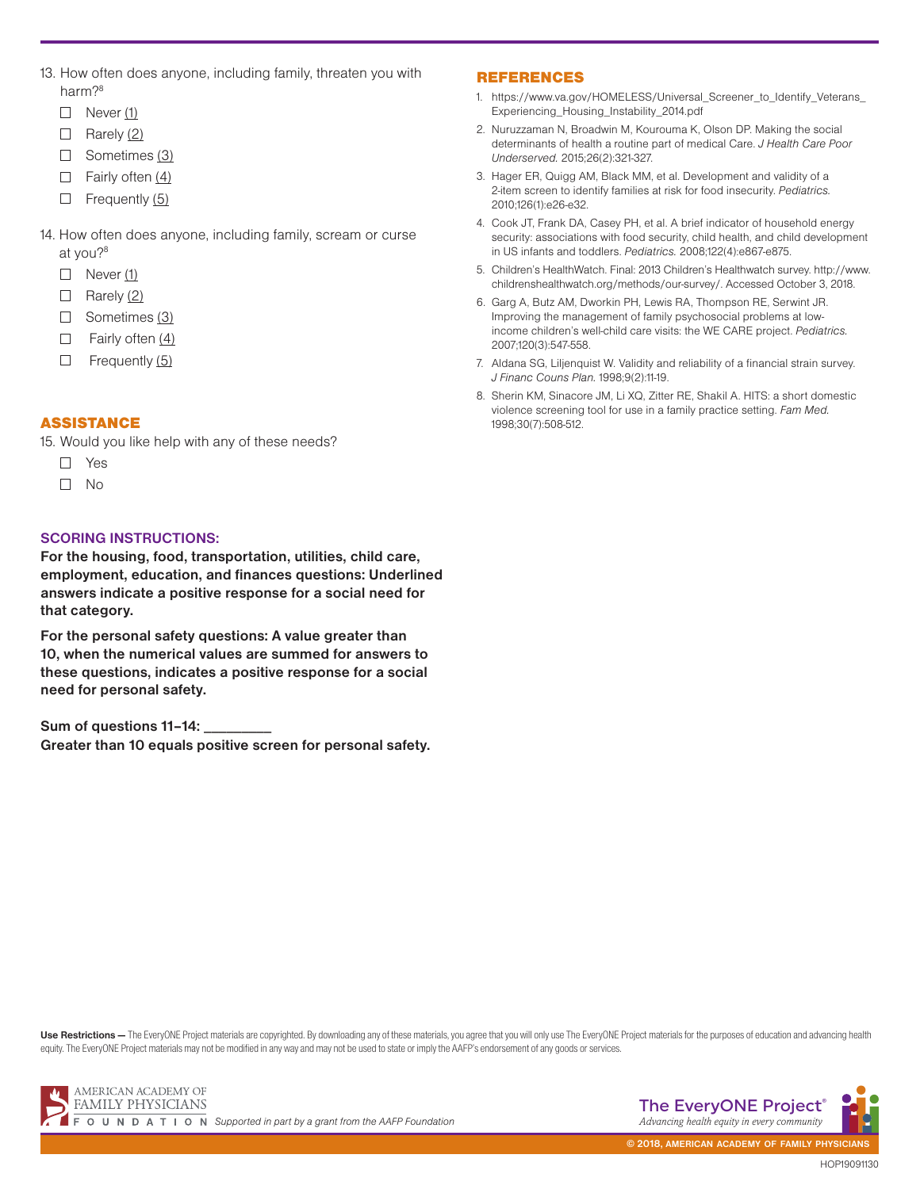13. How often does anyone, including family, threaten you with harm?[8]
    - ☐ Never (1)
    - ☐ Rarely (2)
    - ☐ Sometimes (3)
    - ☐ Fairly often (4)
    - ☐ Frequently (5)

14. How often does anyone, including family, scream or curse at you?[8]
    - ☐ Never (1)
    - ☐ Rarely (2)
    - ☐ Sometimes (3)
    - ☐ Fairly often (4)
    - ☐ Frequently (5)

## ASSISTANCE

15. Would you like help with any of these needs?
    - ☐ Yes
    - ☐ No

### SCORING INSTRUCTIONS:

**For the housing, food, transportation, utilities, child care, employment, education, and finances questions: Underlined answers indicate a positive response for a social need for that category.**

**For the personal safety questions: A value greater than 10, when the numerical values are summed for answers to these questions, indicates a positive response for a social need for personal safety.**

**Sum of questions 11–14: _________**
**Greater than 10 equals positive screen for personal safety.**

## REFERENCES

1. https://www.va.gov/HOMELESS/Universal_Screener_to_Identify_Veterans_Experiencing_Housing_Instability_2014.pdf
2. Nuruzzaman N, Broadwin M, Kourouma K, Olson DP. Making the social determinants of health a routine part of medical Care. *J Health Care Poor Underserved.* 2015;26(2):321-327.
3. Hager ER, Quigg AM, Black MM, et al. Development and validity of a 2-item screen to identify families at risk for food insecurity. *Pediatrics.* 2010;126(1):e26-e32.
4. Cook JT, Frank DA, Casey PH, et al. A brief indicator of household energy security: associations with food security, child health, and child development in US infants and toddlers. *Pediatrics.* 2008;122(4):e867-e875.
5. Children's HealthWatch. Final: 2013 Children's Healthwatch survey. http://www.childrenshealthwatch.org/methods/our-survey/. Accessed October 3, 2018.
6. Garg A, Butz AM, Dworkin PH, Lewis RA, Thompson RE, Serwint JR. Improving the management of family psychosocial problems at low-income children's well-child care visits: the WE CARE project. *Pediatrics.* 2007;120(3):547-558.
7. Aldana SG, Liljenquist W. Validity and reliability of a financial strain survey. *J Financ Couns Plan.* 1998;9(2):11-19.
8. Sherin KM, Sinacore JM, Li XQ, Zitter RE, Shakil A. HITS: a short domestic violence screening tool for use in a family practice setting. *Fam Med.* 1998;30(7):508-512.

**Use Restrictions —** The EveryONE Project materials are copyrighted. By downloading any of these materials, you agree that you will only use The EveryONE Project materials for the purposes of education and advancing health equity. The EveryONE Project materials may not be modified in any way and may not be used to state or imply the AAFP's endorsement of any goods or services.

AMERICAN ACADEMY OF FAMILY PHYSICIANS FOUNDATION *Supported in part by a grant from the AAFP Foundation*

The EveryONE Project® *Advancing health equity in every community*

© 2018, AMERICAN ACADEMY OF FAMILY PHYSICIANS

HOP19091130